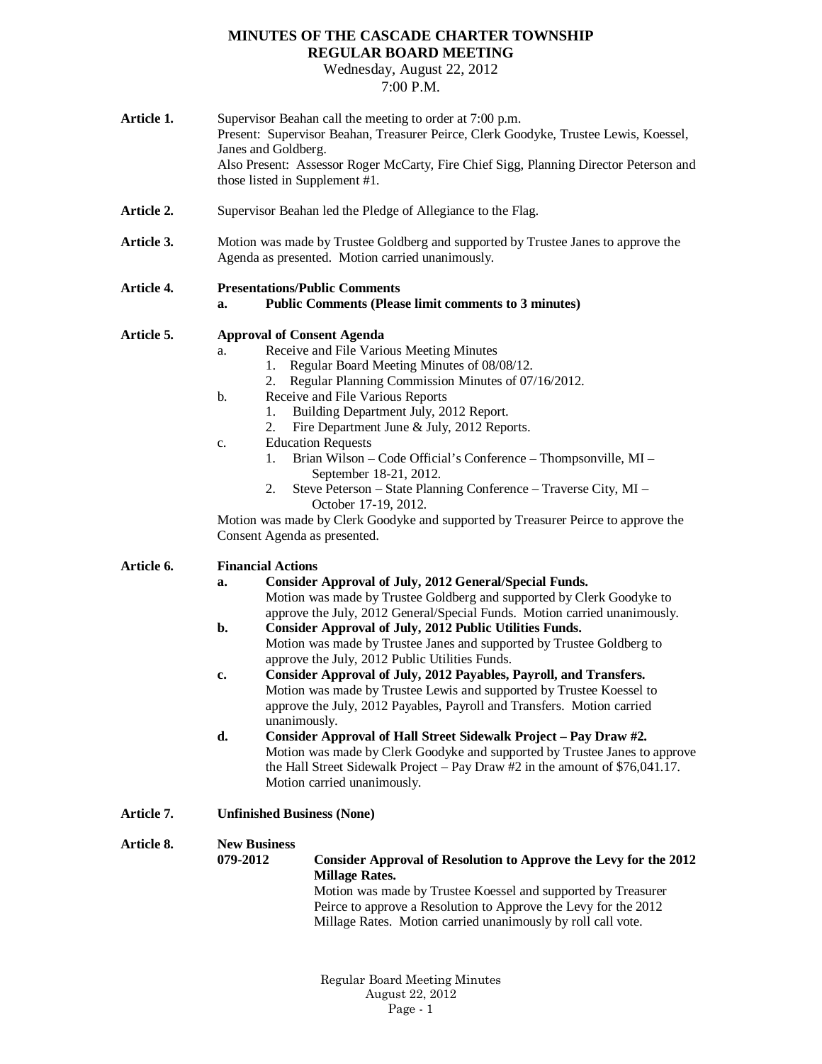# MINUTES OF THE CASCADE CHARTER TOWNSHIP REGULAR BOARD MEETING

Wednesday, August 22, 2012

7:00 P.M.

**Article 1.** Supervisor Beahan call the meeting to order at 7:00 p.m.
Present: Supervisor Beahan, Treasurer Peirce, Clerk Goodyke, Trustee Lewis, Koessel, Janes and Goldberg.
Also Present: Assessor Roger McCarty, Fire Chief Sigg, Planning Director Peterson and those listed in Supplement #1.

**Article 2.** Supervisor Beahan led the Pledge of Allegiance to the Flag.

**Article 3.** Motion was made by Trustee Goldberg and supported by Trustee Janes to approve the Agenda as presented. Motion carried unanimously.

**Article 4.** **Presentations/Public Comments**

- **a. Public Comments (Please limit comments to 3 minutes)**

**Article 5.** **Approval of Consent Agenda**

- a. Receive and File Various Meeting Minutes
  1. Regular Board Meeting Minutes of 08/08/12.
  2. Regular Planning Commission Minutes of 07/16/2012.
- b. Receive and File Various Reports
  1. Building Department July, 2012 Report.
  2. Fire Department June & July, 2012 Reports.
- c. Education Requests
  1. Brian Wilson – Code Official's Conference – Thompsonville, MI – September 18-21, 2012.
  2. Steve Peterson – State Planning Conference – Traverse City, MI – October 17-19, 2012.

Motion was made by Clerk Goodyke and supported by Treasurer Peirce to approve the Consent Agenda as presented.

**Article 6.** **Financial Actions**

- **a. Consider Approval of July, 2012 General/Special Funds.**
  Motion was made by Trustee Goldberg and supported by Clerk Goodyke to approve the July, 2012 General/Special Funds. Motion carried unanimously.
- **b. Consider Approval of July, 2012 Public Utilities Funds.**
  Motion was made by Trustee Janes and supported by Trustee Goldberg to approve the July, 2012 Public Utilities Funds.
- **c. Consider Approval of July, 2012 Payables, Payroll, and Transfers.**
  Motion was made by Trustee Lewis and supported by Trustee Koessel to approve the July, 2012 Payables, Payroll and Transfers. Motion carried unanimously.
- **d. Consider Approval of Hall Street Sidewalk Project – Pay Draw #2.**
  Motion was made by Clerk Goodyke and supported by Trustee Janes to approve the Hall Street Sidewalk Project – Pay Draw #2 in the amount of $76,041.17. Motion carried unanimously.

**Article 7.** **Unfinished Business (None)**

**Article 8.** **New Business**

**079-2012** **Consider Approval of Resolution to Approve the Levy for the 2012 Millage Rates.**
Motion was made by Trustee Koessel and supported by Treasurer Peirce to approve a Resolution to Approve the Levy for the 2012 Millage Rates. Motion carried unanimously by roll call vote.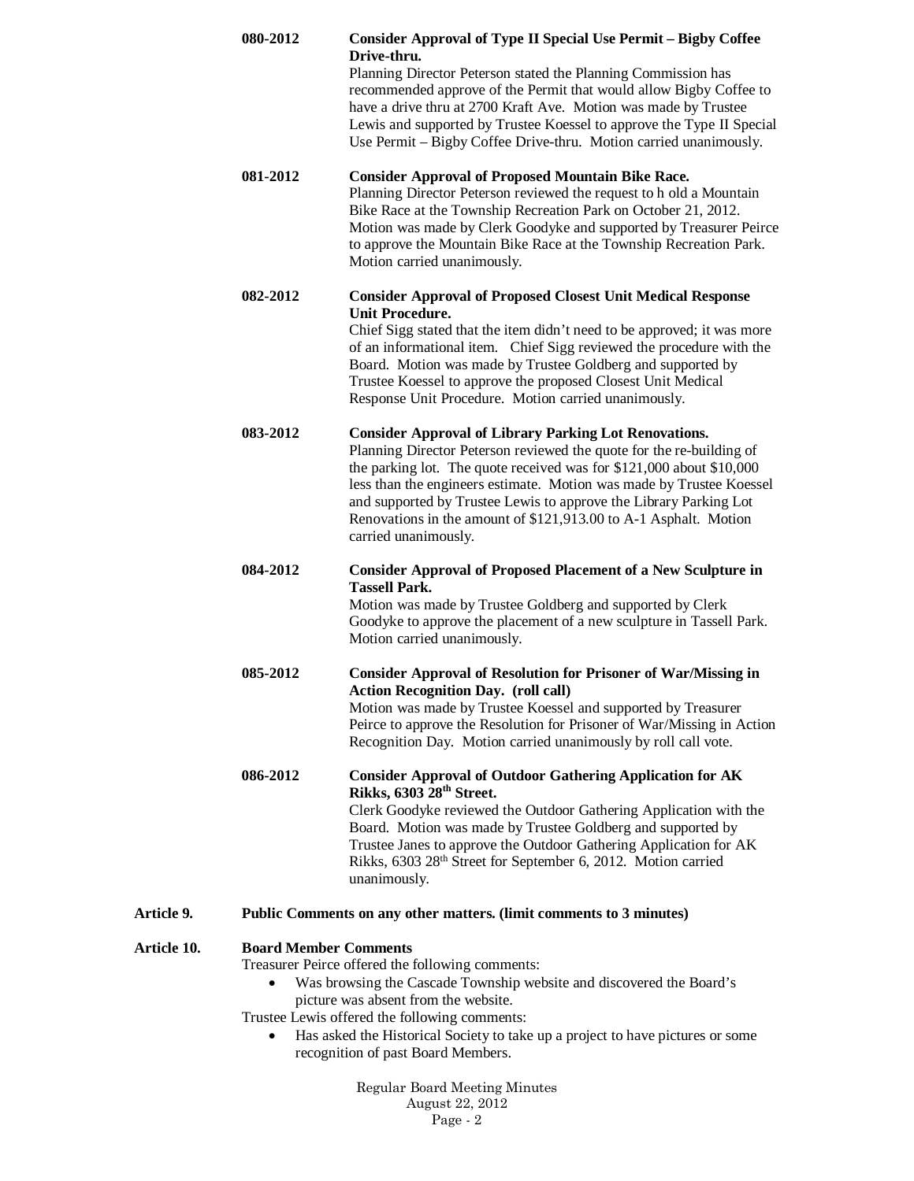**080-2012 Consider Approval of Type II Special Use Permit – Bigby Coffee Drive-thru.**

Planning Director Peterson stated the Planning Commission has recommended approve of the Permit that would allow Bigby Coffee to have a drive thru at 2700 Kraft Ave. Motion was made by Trustee Lewis and supported by Trustee Koessel to approve the Type II Special Use Permit – Bigby Coffee Drive-thru. Motion carried unanimously.

**081-2012 Consider Approval of Proposed Mountain Bike Race.**

Planning Director Peterson reviewed the request to h old a Mountain Bike Race at the Township Recreation Park on October 21, 2012. Motion was made by Clerk Goodyke and supported by Treasurer Peirce to approve the Mountain Bike Race at the Township Recreation Park. Motion carried unanimously.

**082-2012 Consider Approval of Proposed Closest Unit Medical Response Unit Procedure.**

Chief Sigg stated that the item didn't need to be approved; it was more of an informational item. Chief Sigg reviewed the procedure with the Board. Motion was made by Trustee Goldberg and supported by Trustee Koessel to approve the proposed Closest Unit Medical Response Unit Procedure. Motion carried unanimously.

**083-2012 Consider Approval of Library Parking Lot Renovations.**

Planning Director Peterson reviewed the quote for the re-building of the parking lot. The quote received was for $121,000 about $10,000 less than the engineers estimate. Motion was made by Trustee Koessel and supported by Trustee Lewis to approve the Library Parking Lot Renovations in the amount of $121,913.00 to A-1 Asphalt. Motion carried unanimously.

**084-2012 Consider Approval of Proposed Placement of a New Sculpture in Tassell Park.**

Motion was made by Trustee Goldberg and supported by Clerk Goodyke to approve the placement of a new sculpture in Tassell Park. Motion carried unanimously.

**085-2012 Consider Approval of Resolution for Prisoner of War/Missing in Action Recognition Day. (roll call)**

Motion was made by Trustee Koessel and supported by Treasurer Peirce to approve the Resolution for Prisoner of War/Missing in Action Recognition Day. Motion carried unanimously by roll call vote.

**086-2012 Consider Approval of Outdoor Gathering Application for AK Rikks, 6303 28th Street.**

Clerk Goodyke reviewed the Outdoor Gathering Application with the Board. Motion was made by Trustee Goldberg and supported by Trustee Janes to approve the Outdoor Gathering Application for AK Rikks, 6303 28th Street for September 6, 2012. Motion carried unanimously.

**Article 9. Public Comments on any other matters. (limit comments to 3 minutes)**

**Article 10. Board Member Comments**

Treasurer Peirce offered the following comments:

- Was browsing the Cascade Township website and discovered the Board's picture was absent from the website.

Trustee Lewis offered the following comments:

- Has asked the Historical Society to take up a project to have pictures or some recognition of past Board Members.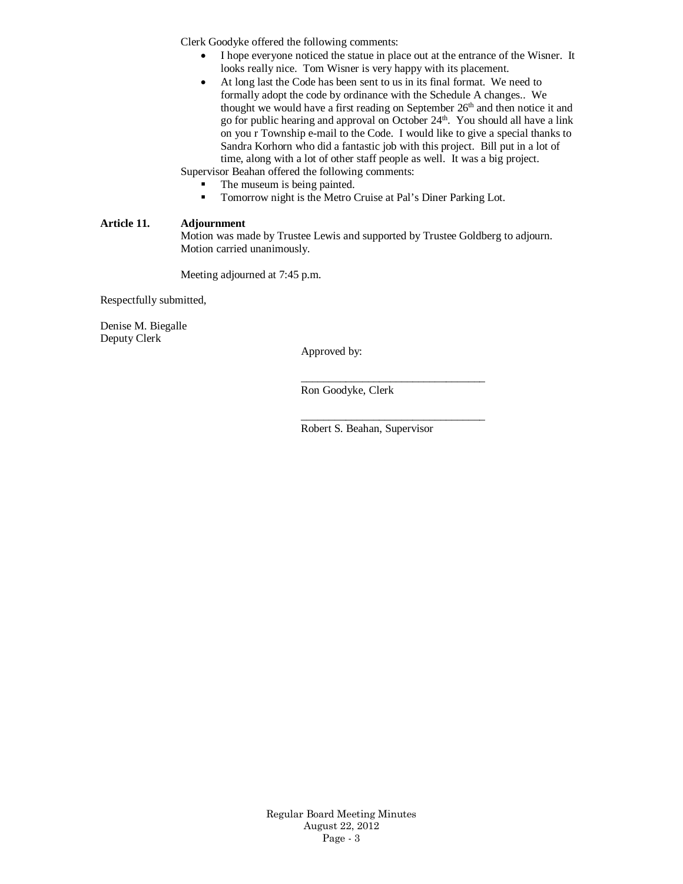Clerk Goodyke offered the following comments:

- I hope everyone noticed the statue in place out at the entrance of the Wisner. It looks really nice. Tom Wisner is very happy with its placement.
- At long last the Code has been sent to us in its final format. We need to formally adopt the code by ordinance with the Schedule A changes.. We thought we would have a first reading on September 26th and then notice it and go for public hearing and approval on October 24th. You should all have a link on you r Township e-mail to the Code. I would like to give a special thanks to Sandra Korhorn who did a fantastic job with this project. Bill put in a lot of time, along with a lot of other staff people as well. It was a big project.

Supervisor Beahan offered the following comments:

- The museum is being painted.
- Tomorrow night is the Metro Cruise at Pal's Diner Parking Lot.

**Article 11. Adjournment**

Motion was made by Trustee Lewis and supported by Trustee Goldberg to adjourn. Motion carried unanimously.

Meeting adjourned at 7:45 p.m.

Respectfully submitted,

Denise M. Biegalle
Deputy Clerk

Approved by:

________________________________
Ron Goodyke, Clerk

________________________________
Robert S. Beahan, Supervisor